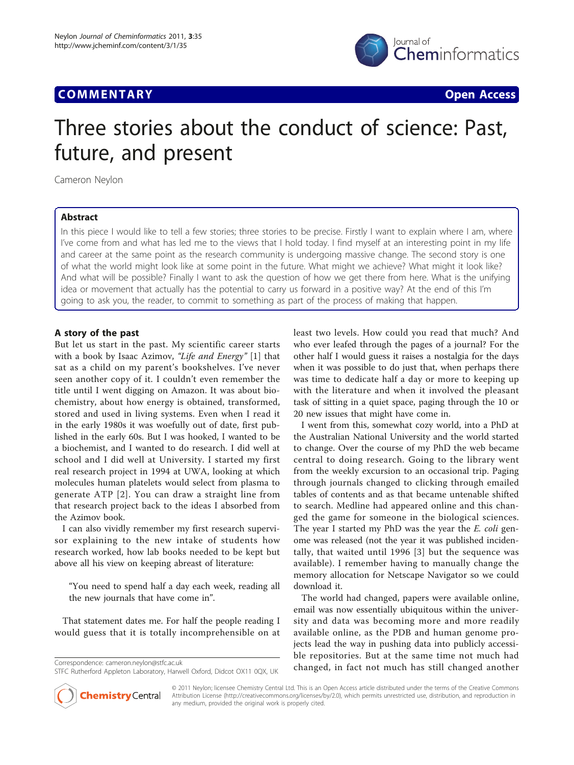**COMMENTARY** **Open Access**

# Three stories about the conduct of science: Past, future, and present

Cameron Neylon

## Abstract

In this piece I would like to tell a few stories; three stories to be precise. Firstly I want to explain where I am, where I've come from and what has led me to the views that I hold today. I find myself at an interesting point in my life and career at the same point as the research community is undergoing massive change. The second story is one of what the world might look like at some point in the future. What might we achieve? What might it look like? And what will be possible? Finally I want to ask the question of how we get there from here. What is the unifying idea or movement that actually has the potential to carry us forward in a positive way? At the end of this I'm going to ask you, the reader, to commit to something as part of the process of making that happen.

## A story of the past

But let us start in the past. My scientific career starts with a book by Isaac Azimov, *"Life and Energy"* [1] that sat as a child on my parent's bookshelves. I've never seen another copy of it. I couldn't even remember the title until I went digging on Amazon. It was about biochemistry, about how energy is obtained, transformed, stored and used in living systems. Even when I read it in the early 1980s it was woefully out of date, first published in the early 60s. But I was hooked, I wanted to be a biochemist, and I wanted to do research. I did well at school and I did well at University. I started my first real research project in 1994 at UWA, looking at which molecules human platelets would select from plasma to generate ATP [2]. You can draw a straight line from that research project back to the ideas I absorbed from the Azimov book.

I can also vividly remember my first research supervisor explaining to the new intake of students how research worked, how lab books needed to be kept but above all his view on keeping abreast of literature:

> "You need to spend half a day each week, reading all the new journals that have come in".

That statement dates me. For half the people reading I would guess that it is totally incomprehensible on at least two levels. How could you read that much? And who ever leafed through the pages of a journal? For the other half I would guess it raises a nostalgia for the days when it was possible to do just that, when perhaps there was time to dedicate half a day or more to keeping up with the literature and when it involved the pleasant task of sitting in a quiet space, paging through the 10 or 20 new issues that might have come in.

I went from this, somewhat cozy world, into a PhD at the Australian National University and the world started to change. Over the course of my PhD the web became central to doing research. Going to the library went from the weekly excursion to an occasional trip. Paging through journals changed to clicking through emailed tables of contents and as that became untenable shifted to search. Medline had appeared online and this changed the game for someone in the biological sciences. The year I started my PhD was the year the *E. coli* genome was released (not the year it was published incidentally, that waited until 1996 [3] but the sequence was available). I remember having to manually change the memory allocation for Netscape Navigator so we could download it.

The world had changed, papers were available online, email was now essentially ubiquitous within the university and data was becoming more and more readily available online, as the PDB and human genome projects lead the way in pushing data into publicly accessible repositories. But at the same time not much had changed, in fact not much has still changed another

Correspondence: cameron.neylon@stfc.ac.uk
STFC Rutherford Appleton Laboratory, Harwell Oxford, Didcot OX11 0QX, UK

© 2011 Neylon; licensee Chemistry Central Ltd. This is an Open Access article distributed under the terms of the Creative Commons Attribution License (http://creativecommons.org/licenses/by/2.0), which permits unrestricted use, distribution, and reproduction in any medium, provided the original work is properly cited.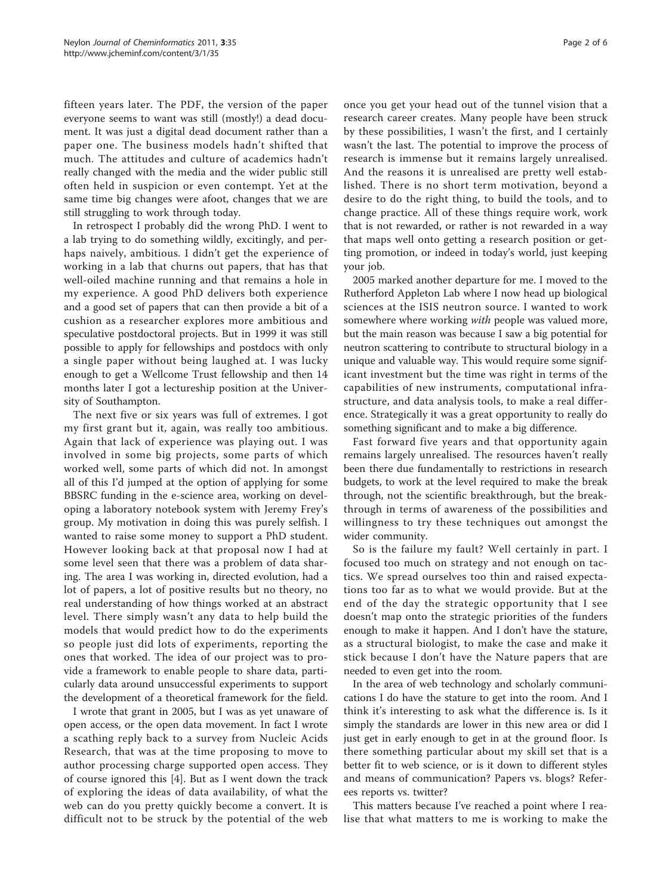fifteen years later. The PDF, the version of the paper everyone seems to want was still (mostly!) a dead document. It was just a digital dead document rather than a paper one. The business models hadn't shifted that much. The attitudes and culture of academics hadn't really changed with the media and the wider public still often held in suspicion or even contempt. Yet at the same time big changes were afoot, changes that we are still struggling to work through today.

In retrospect I probably did the wrong PhD. I went to a lab trying to do something wildly, excitingly, and perhaps naively, ambitious. I didn't get the experience of working in a lab that churns out papers, that has that well-oiled machine running and that remains a hole in my experience. A good PhD delivers both experience and a good set of papers that can then provide a bit of a cushion as a researcher explores more ambitious and speculative postdoctoral projects. But in 1999 it was still possible to apply for fellowships and postdocs with only a single paper without being laughed at. I was lucky enough to get a Wellcome Trust fellowship and then 14 months later I got a lectureship position at the University of Southampton.

The next five or six years was full of extremes. I got my first grant but it, again, was really too ambitious. Again that lack of experience was playing out. I was involved in some big projects, some parts of which worked well, some parts of which did not. In amongst all of this I'd jumped at the option of applying for some BBSRC funding in the e-science area, working on developing a laboratory notebook system with Jeremy Frey's group. My motivation in doing this was purely selfish. I wanted to raise some money to support a PhD student. However looking back at that proposal now I had at some level seen that there was a problem of data sharing. The area I was working in, directed evolution, had a lot of papers, a lot of positive results but no theory, no real understanding of how things worked at an abstract level. There simply wasn't any data to help build the models that would predict how to do the experiments so people just did lots of experiments, reporting the ones that worked. The idea of our project was to provide a framework to enable people to share data, particularly data around unsuccessful experiments to support the development of a theoretical framework for the field.

I wrote that grant in 2005, but I was as yet unaware of open access, or the open data movement. In fact I wrote a scathing reply back to a survey from Nucleic Acids Research, that was at the time proposing to move to author processing charge supported open access. They of course ignored this [4]. But as I went down the track of exploring the ideas of data availability, of what the web can do you pretty quickly become a convert. It is difficult not to be struck by the potential of the web once you get your head out of the tunnel vision that a research career creates. Many people have been struck by these possibilities, I wasn't the first, and I certainly wasn't the last. The potential to improve the process of research is immense but it remains largely unrealised. And the reasons it is unrealised are pretty well established. There is no short term motivation, beyond a desire to do the right thing, to build the tools, and to change practice. All of these things require work, work that is not rewarded, or rather is not rewarded in a way that maps well onto getting a research position or getting promotion, or indeed in today's world, just keeping your job.

2005 marked another departure for me. I moved to the Rutherford Appleton Lab where I now head up biological sciences at the ISIS neutron source. I wanted to work somewhere where working *with* people was valued more, but the main reason was because I saw a big potential for neutron scattering to contribute to structural biology in a unique and valuable way. This would require some significant investment but the time was right in terms of the capabilities of new instruments, computational infrastructure, and data analysis tools, to make a real difference. Strategically it was a great opportunity to really do something significant and to make a big difference.

Fast forward five years and that opportunity again remains largely unrealised. The resources haven't really been there due fundamentally to restrictions in research budgets, to work at the level required to make the break through, not the scientific breakthrough, but the breakthrough in terms of awareness of the possibilities and willingness to try these techniques out amongst the wider community.

So is the failure my fault? Well certainly in part. I focused too much on strategy and not enough on tactics. We spread ourselves too thin and raised expectations too far as to what we would provide. But at the end of the day the strategic opportunity that I see doesn't map onto the strategic priorities of the funders enough to make it happen. And I don't have the stature, as a structural biologist, to make the case and make it stick because I don't have the Nature papers that are needed to even get into the room.

In the area of web technology and scholarly communications I do have the stature to get into the room. And I think it's interesting to ask what the difference is. Is it simply the standards are lower in this new area or did I just get in early enough to get in at the ground floor. Is there something particular about my skill set that is a better fit to web science, or is it down to different styles and means of communication? Papers vs. blogs? Referees reports vs. twitter?

This matters because I've reached a point where I realise that what matters to me is working to make the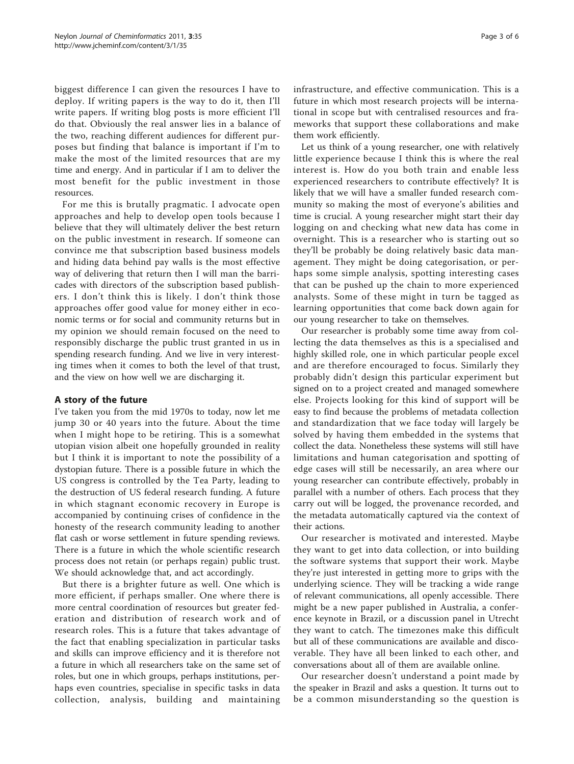biggest difference I can given the resources I have to deploy. If writing papers is the way to do it, then I'll write papers. If writing blog posts is more efficient I'll do that. Obviously the real answer lies in a balance of the two, reaching different audiences for different purposes but finding that balance is important if I'm to make the most of the limited resources that are my time and energy. And in particular if I am to deliver the most benefit for the public investment in those resources.

For me this is brutally pragmatic. I advocate open approaches and help to develop open tools because I believe that they will ultimately deliver the best return on the public investment in research. If someone can convince me that subscription based business models and hiding data behind pay walls is the most effective way of delivering that return then I will man the barricades with directors of the subscription based publishers. I don't think this is likely. I don't think those approaches offer good value for money either in economic terms or for social and community returns but in my opinion we should remain focused on the need to responsibly discharge the public trust granted in us in spending research funding. And we live in very interesting times when it comes to both the level of that trust, and the view on how well we are discharging it.

## A story of the future

I've taken you from the mid 1970s to today, now let me jump 30 or 40 years into the future. About the time when I might hope to be retiring. This is a somewhat utopian vision albeit one hopefully grounded in reality but I think it is important to note the possibility of a dystopian future. There is a possible future in which the US congress is controlled by the Tea Party, leading to the destruction of US federal research funding. A future in which stagnant economic recovery in Europe is accompanied by continuing crises of confidence in the honesty of the research community leading to another flat cash or worse settlement in future spending reviews. There is a future in which the whole scientific research process does not retain (or perhaps regain) public trust. We should acknowledge that, and act accordingly.

But there is a brighter future as well. One which is more efficient, if perhaps smaller. One where there is more central coordination of resources but greater federation and distribution of research work and of research roles. This is a future that takes advantage of the fact that enabling specialization in particular tasks and skills can improve efficiency and it is therefore not a future in which all researchers take on the same set of roles, but one in which groups, perhaps institutions, perhaps even countries, specialise in specific tasks in data collection, analysis, building and maintaining infrastructure, and effective communication. This is a future in which most research projects will be international in scope but with centralised resources and frameworks that support these collaborations and make them work efficiently.

Let us think of a young researcher, one with relatively little experience because I think this is where the real interest is. How do you both train and enable less experienced researchers to contribute effectively? It is likely that we will have a smaller funded research community so making the most of everyone's abilities and time is crucial. A young researcher might start their day logging on and checking what new data has come in overnight. This is a researcher who is starting out so they'll be probably be doing relatively basic data management. They might be doing categorisation, or perhaps some simple analysis, spotting interesting cases that can be pushed up the chain to more experienced analysts. Some of these might in turn be tagged as learning opportunities that come back down again for our young researcher to take on themselves.

Our researcher is probably some time away from collecting the data themselves as this is a specialised and highly skilled role, one in which particular people excel and are therefore encouraged to focus. Similarly they probably didn't design this particular experiment but signed on to a project created and managed somewhere else. Projects looking for this kind of support will be easy to find because the problems of metadata collection and standardization that we face today will largely be solved by having them embedded in the systems that collect the data. Nonetheless these systems will still have limitations and human categorisation and spotting of edge cases will still be necessarily, an area where our young researcher can contribute effectively, probably in parallel with a number of others. Each process that they carry out will be logged, the provenance recorded, and the metadata automatically captured via the context of their actions.

Our researcher is motivated and interested. Maybe they want to get into data collection, or into building the software systems that support their work. Maybe they're just interested in getting more to grips with the underlying science. They will be tracking a wide range of relevant communications, all openly accessible. There might be a new paper published in Australia, a conference keynote in Brazil, or a discussion panel in Utrecht they want to catch. The timezones make this difficult but all of these communications are available and discoverable. They have all been linked to each other, and conversations about all of them are available online.

Our researcher doesn't understand a point made by the speaker in Brazil and asks a question. It turns out to be a common misunderstanding so the question is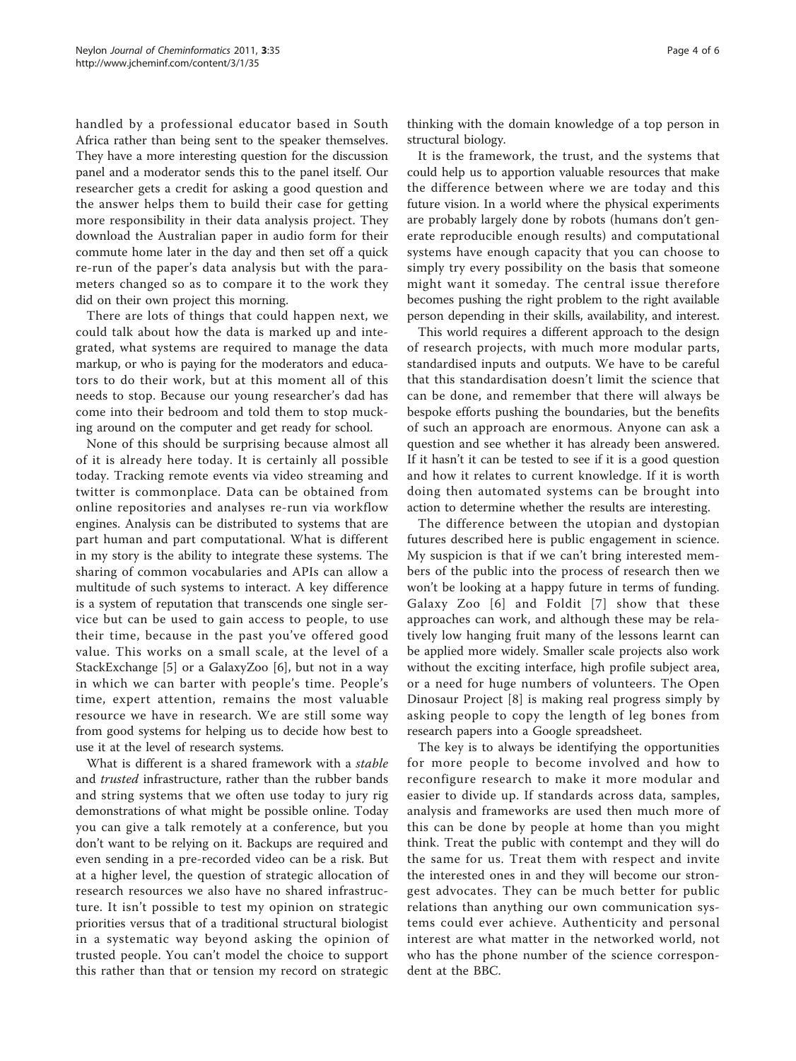handled by a professional educator based in South Africa rather than being sent to the speaker themselves. They have a more interesting question for the discussion panel and a moderator sends this to the panel itself. Our researcher gets a credit for asking a good question and the answer helps them to build their case for getting more responsibility in their data analysis project. They download the Australian paper in audio form for their commute home later in the day and then set off a quick re-run of the paper's data analysis but with the parameters changed so as to compare it to the work they did on their own project this morning.

There are lots of things that could happen next, we could talk about how the data is marked up and integrated, what systems are required to manage the data markup, or who is paying for the moderators and educators to do their work, but at this moment all of this needs to stop. Because our young researcher's dad has come into their bedroom and told them to stop mucking around on the computer and get ready for school.

None of this should be surprising because almost all of it is already here today. It is certainly all possible today. Tracking remote events via video streaming and twitter is commonplace. Data can be obtained from online repositories and analyses re-run via workflow engines. Analysis can be distributed to systems that are part human and part computational. What is different in my story is the ability to integrate these systems. The sharing of common vocabularies and APIs can allow a multitude of such systems to interact. A key difference is a system of reputation that transcends one single service but can be used to gain access to people, to use their time, because in the past you've offered good value. This works on a small scale, at the level of a StackExchange [5] or a GalaxyZoo [6], but not in a way in which we can barter with people's time. People's time, expert attention, remains the most valuable resource we have in research. We are still some way from good systems for helping us to decide how best to use it at the level of research systems.

What is different is a shared framework with a *stable* and *trusted* infrastructure, rather than the rubber bands and string systems that we often use today to jury rig demonstrations of what might be possible online. Today you can give a talk remotely at a conference, but you don't want to be relying on it. Backups are required and even sending in a pre-recorded video can be a risk. But at a higher level, the question of strategic allocation of research resources we also have no shared infrastructure. It isn't possible to test my opinion on strategic priorities versus that of a traditional structural biologist in a systematic way beyond asking the opinion of trusted people. You can't model the choice to support this rather than that or tension my record on strategic thinking with the domain knowledge of a top person in structural biology.

It is the framework, the trust, and the systems that could help us to apportion valuable resources that make the difference between where we are today and this future vision. In a world where the physical experiments are probably largely done by robots (humans don't generate reproducible enough results) and computational systems have enough capacity that you can choose to simply try every possibility on the basis that someone might want it someday. The central issue therefore becomes pushing the right problem to the right available person depending in their skills, availability, and interest.

This world requires a different approach to the design of research projects, with much more modular parts, standardised inputs and outputs. We have to be careful that this standardisation doesn't limit the science that can be done, and remember that there will always be bespoke efforts pushing the boundaries, but the benefits of such an approach are enormous. Anyone can ask a question and see whether it has already been answered. If it hasn't it can be tested to see if it is a good question and how it relates to current knowledge. If it is worth doing then automated systems can be brought into action to determine whether the results are interesting.

The difference between the utopian and dystopian futures described here is public engagement in science. My suspicion is that if we can't bring interested members of the public into the process of research then we won't be looking at a happy future in terms of funding. Galaxy Zoo [6] and Foldit [7] show that these approaches can work, and although these may be relatively low hanging fruit many of the lessons learnt can be applied more widely. Smaller scale projects also work without the exciting interface, high profile subject area, or a need for huge numbers of volunteers. The Open Dinosaur Project [8] is making real progress simply by asking people to copy the length of leg bones from research papers into a Google spreadsheet.

The key is to always be identifying the opportunities for more people to become involved and how to reconfigure research to make it more modular and easier to divide up. If standards across data, samples, analysis and frameworks are used then much more of this can be done by people at home than you might think. Treat the public with contempt and they will do the same for us. Treat them with respect and invite the interested ones in and they will become our strongest advocates. They can be much better for public relations than anything our own communication systems could ever achieve. Authenticity and personal interest are what matter in the networked world, not who has the phone number of the science correspondent at the BBC.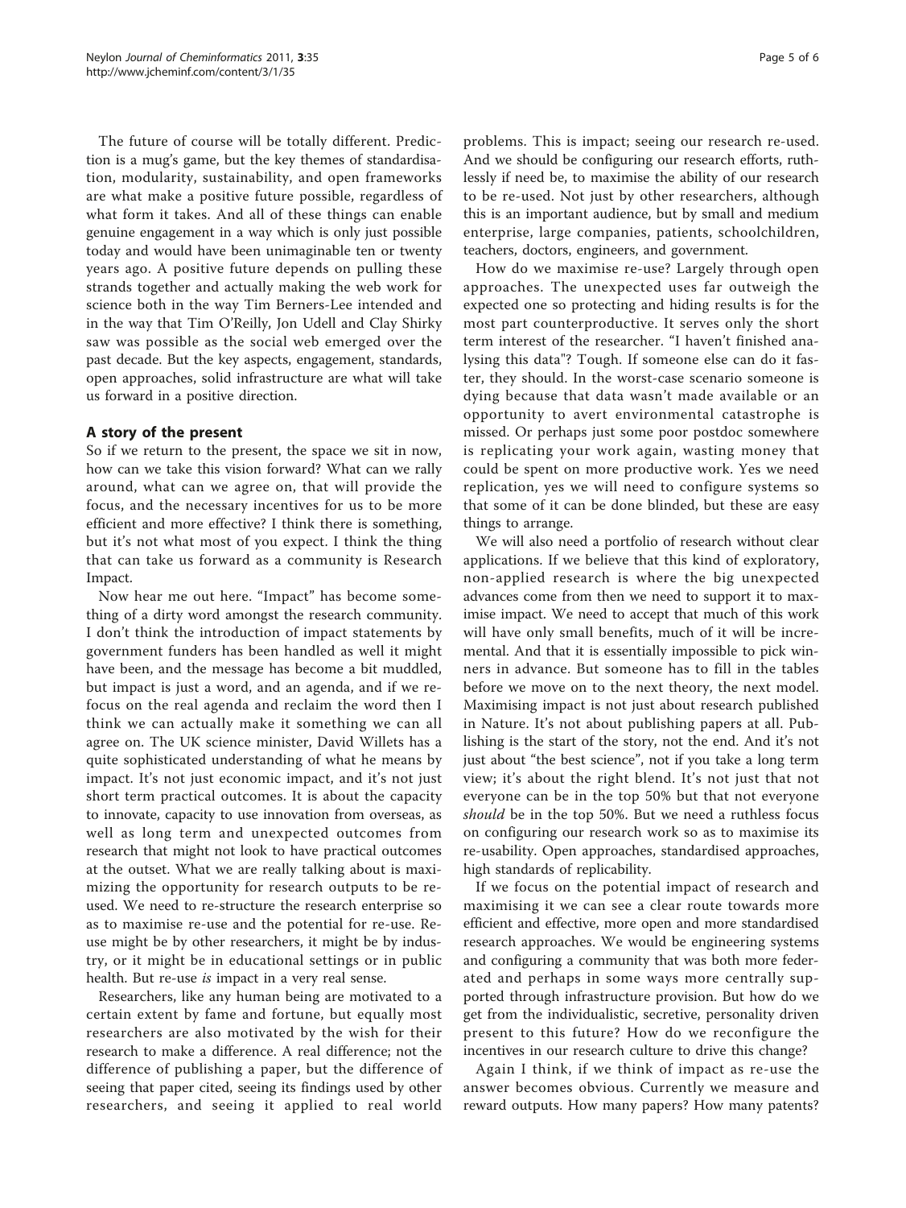The future of course will be totally different. Prediction is a mug's game, but the key themes of standardisation, modularity, sustainability, and open frameworks are what make a positive future possible, regardless of what form it takes. And all of these things can enable genuine engagement in a way which is only just possible today and would have been unimaginable ten or twenty years ago. A positive future depends on pulling these strands together and actually making the web work for science both in the way Tim Berners-Lee intended and in the way that Tim O'Reilly, Jon Udell and Clay Shirky saw was possible as the social web emerged over the past decade. But the key aspects, engagement, standards, open approaches, solid infrastructure are what will take us forward in a positive direction.

## A story of the present

So if we return to the present, the space we sit in now, how can we take this vision forward? What can we rally around, what can we agree on, that will provide the focus, and the necessary incentives for us to be more efficient and more effective? I think there is something, but it's not what most of you expect. I think the thing that can take us forward as a community is Research Impact.

Now hear me out here. "Impact" has become something of a dirty word amongst the research community. I don't think the introduction of impact statements by government funders has been handled as well it might have been, and the message has become a bit muddled, but impact is just a word, and an agenda, and if we refocus on the real agenda and reclaim the word then I think we can actually make it something we can all agree on. The UK science minister, David Willets has a quite sophisticated understanding of what he means by impact. It's not just economic impact, and it's not just short term practical outcomes. It is about the capacity to innovate, capacity to use innovation from overseas, as well as long term and unexpected outcomes from research that might not look to have practical outcomes at the outset. What we are really talking about is maximizing the opportunity for research outputs to be reused. We need to re-structure the research enterprise so as to maximise re-use and the potential for re-use. Reuse might be by other researchers, it might be by industry, or it might be in educational settings or in public health. But re-use *is* impact in a very real sense.

Researchers, like any human being are motivated to a certain extent by fame and fortune, but equally most researchers are also motivated by the wish for their research to make a difference. A real difference; not the difference of publishing a paper, but the difference of seeing that paper cited, seeing its findings used by other researchers, and seeing it applied to real world problems. This is impact; seeing our research re-used. And we should be configuring our research efforts, ruthlessly if need be, to maximise the ability of our research to be re-used. Not just by other researchers, although this is an important audience, but by small and medium enterprise, large companies, patients, schoolchildren, teachers, doctors, engineers, and government.

How do we maximise re-use? Largely through open approaches. The unexpected uses far outweigh the expected one so protecting and hiding results is for the most part counterproductive. It serves only the short term interest of the researcher. "I haven't finished analysing this data"? Tough. If someone else can do it faster, they should. In the worst-case scenario someone is dying because that data wasn't made available or an opportunity to avert environmental catastrophe is missed. Or perhaps just some poor postdoc somewhere is replicating your work again, wasting money that could be spent on more productive work. Yes we need replication, yes we will need to configure systems so that some of it can be done blinded, but these are easy things to arrange.

We will also need a portfolio of research without clear applications. If we believe that this kind of exploratory, non-applied research is where the big unexpected advances come from then we need to support it to maximise impact. We need to accept that much of this work will have only small benefits, much of it will be incremental. And that it is essentially impossible to pick winners in advance. But someone has to fill in the tables before we move on to the next theory, the next model. Maximising impact is not just about research published in Nature. It's not about publishing papers at all. Publishing is the start of the story, not the end. And it's not just about "the best science", not if you take a long term view; it's about the right blend. It's not just that not everyone can be in the top 50% but that not everyone *should* be in the top 50%. But we need a ruthless focus on configuring our research work so as to maximise its re-usability. Open approaches, standardised approaches, high standards of replicability.

If we focus on the potential impact of research and maximising it we can see a clear route towards more efficient and effective, more open and more standardised research approaches. We would be engineering systems and configuring a community that was both more federated and perhaps in some ways more centrally supported through infrastructure provision. But how do we get from the individualistic, secretive, personality driven present to this future? How do we reconfigure the incentives in our research culture to drive this change?

Again I think, if we think of impact as re-use the answer becomes obvious. Currently we measure and reward outputs. How many papers? How many patents?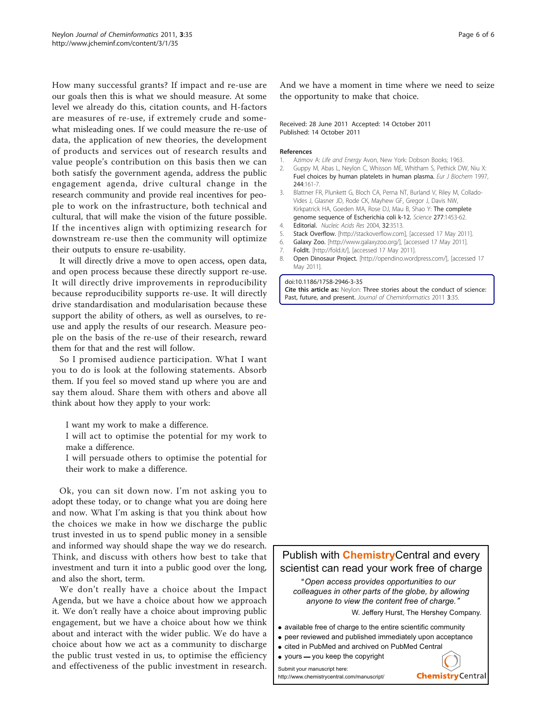How many successful grants? If impact and re-use are our goals then this is what we should measure. At some level we already do this, citation counts, and H-factors are measures of re-use, if extremely crude and somewhat misleading ones. If we could measure the re-use of data, the application of new theories, the development of products and services out of research results and value people's contribution on this basis then we can both satisfy the government agenda, address the public engagement agenda, drive cultural change in the research community and provide real incentives for people to work on the infrastructure, both technical and cultural, that will make the vision of the future possible. If the incentives align with optimizing research for downstream re-use then the community will optimize their outputs to ensure re-usability.

It will directly drive a move to open access, open data, and open process because these directly support re-use. It will directly drive improvements in reproducibility because reproducibility supports re-use. It will directly drive standardisation and modularisation because these support the ability of others, as well as ourselves, to re-use and apply the results of our research. Measure people on the basis of the re-use of their research, reward them for that and the rest will follow.

So I promised audience participation. What I want you to do is look at the following statements. Absorb them. If you feel so moved stand up where you are and say them aloud. Share them with others and above all think about how they apply to your work:

> I want my work to make a difference.
> I will act to optimise the potential for my work to make a difference.
> I will persuade others to optimise the potential for their work to make a difference.

Ok, you can sit down now. I'm not asking you to adopt these today, or to change what you are doing here and now. What I'm asking is that you think about how the choices we make in how we discharge the public trust invested in us to spend public money in a sensible and informed way should shape the way we do research. Think, and discuss with others how best to take that investment and turn it into a public good over the long, and also the short, term.

We don't really have a choice about the Impact Agenda, but we have a choice about how we approach it. We don't really have a choice about improving public engagement, but we have a choice about how we think about and interact with the wider public. We do have a choice about how we act as a community to discharge the public trust vested in us, to optimise the efficiency and effectiveness of the public investment in research. And we have a moment in time where we need to seize the opportunity to make that choice.

Received: 28 June 2011 Accepted: 14 October 2011
Published: 14 October 2011

## References

1. Azimov A: *Life and Energy* Avon, New York: Dobson Books; 1963.
2. Guppy M, Abas L, Neylon C, Whisson ME, Whitham S, Pethick DW, Niu X: **Fuel choices by human platelets in human plasma.** *Eur J Biochem* 1997, **244**:161-7.
3. Blattner FR, Plunkett G, Bloch CA, Perna NT, Burland V, Riley M, Collado-Vides J, Glasner JD, Rode CK, Mayhew GF, Gregor J, Davis NW, Kirkpatrick HA, Goeden MA, Rose DJ, Mau B, Shao Y: **The complete genome sequence of Escherichia coli k-12.** *Science* **277**:1453-62.
4. **Editorial.** *Nucleic Acids Res* 2004, **32**:3513.
5. **Stack Overflow.** [http://stackoverflow.com], [accessed 17 May 2011].
6. **Galaxy Zoo.** [http://www.galaxyzoo.org/], [accessed 17 May 2011].
7. **FoldIt.** [http://fold.it/], [accessed 17 May 2011].
8. **Open Dinosaur Project.** [http://opendino.wordpress.com/], [accessed 17 May 2011].

doi:10.1186/1758-2946-3-35
**Cite this article as:** Neylon: Three stories about the conduct of science: Past, future, and present. *Journal of Cheminformatics* 2011 **3**:35.

Publish with **Chemistry**Central and every scientist can read your work free of charge

*"Open access provides opportunities to our colleagues in other parts of the globe, by allowing anyone to view the content free of charge."*

W. Jeffery Hurst, The Hershey Company.

- available free of charge to the entire scientific community
- peer reviewed and published immediately upon acceptance
- cited in PubMed and archived on PubMed Central
- yours — you keep the copyright

Submit your manuscript here:
http://www.chemistrycentral.com/manuscript/

**Chemistry**Central